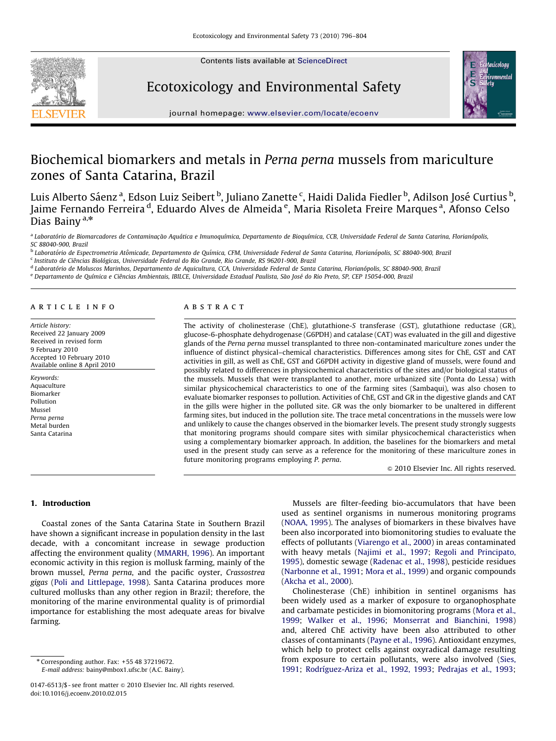# Biochemical biomarkers and metals in *Perna perna* mussels from mariculture zones of Santa Catarina, Brazil

Luis Alberto Sáenz [a], Edson Luiz Seibert [b], Juliano Zanette [c], Haidi Dalida Fiedler [b], Adilson José Curtius [b], Jaime Fernando Ferreira [d], Eduardo Alves de Almeida [e], Maria Risoleta Freire Marques [a], Afonso Celso Dias Bainy [a,*]

[a] Laboratório de Biomarcadores de Contaminação Aquática e Imunoquímica, Departamento de Bioquímica, CCB, Universidade Federal de Santa Catarina, Florianópolis, SC 88040-900, Brazil

[b] Laboratório de Espectrometria Atômicade, Departamento de Química, CFM, Universidade Federal de Santa Catarina, Florianópolis, SC 88040-900, Brazil

[c] Instituto de Ciências Biológicas, Universidade Federal do Rio Grande, Rio Grande, RS 96201-900, Brazil

[d] Laboratório de Moluscos Marinhos, Departamento de Aquicultura, CCA, Universidade Federal de Santa Catarina, Florianópolis, SC 88040-900, Brazil

[e] Departamento de Química e Ciências Ambientais, IBILCE, Universidade Estadual Paulista, São José do Rio Preto, SP, CEP 15054-000, Brazil

## ARTICLE INFO

*Article history:*
Received 22 January 2009
Received in revised form
9 February 2010
Accepted 10 February 2010
Available online 8 April 2010

*Keywords:*
Aquaculture
Biomarker
Pollution
Mussel
*Perna perna*
Metal burden
Santa Catarina

## ABSTRACT

The activity of cholinesterase (ChE), glutathione-*S* transferase (GST), glutathione reductase (GR), glucose-6-phosphate dehydrogenase (G6PDH) and catalase (CAT) was evaluated in the gill and digestive glands of the *Perna perna* mussel transplanted to three non-contaminated mariculture zones under the influence of distinct physical–chemical characteristics. Differences among sites for ChE, GST and CAT activities in gill, as well as ChE, GST and G6PDH activity in digestive gland of mussels, were found and possibly related to differences in physicochemical characteristics of the sites and/or biological status of the mussels. Mussels that were transplanted to another, more urbanized site (Ponta do Lessa) with similar physicochemical characteristics to one of the farming sites (Sambaqui), was also chosen to evaluate biomarker responses to pollution. Activities of ChE, GST and GR in the digestive glands and CAT in the gills were higher in the polluted site. GR was the only biomarker to be unaltered in different farming sites, but induced in the pollution site. The trace metal concentrations in the mussels were low and unlikely to cause the changes observed in the biomarker levels. The present study strongly suggests that monitoring programs should compare sites with similar physicochemical characteristics when using a complementary biomarker approach. In addition, the baselines for the biomarkers and metal used in the present study can serve as a reference for the monitoring of these mariculture zones in future monitoring programs employing *P. perna*.

© 2010 Elsevier Inc. All rights reserved.

## 1. Introduction

Coastal zones of the Santa Catarina State in Southern Brazil have shown a significant increase in population density in the last decade, with a concomitant increase in sewage production affecting the environment quality (MMARH, 1996). An important economic activity in this region is mollusk farming, mainly of the brown mussel, *Perna perna*, and the pacific oyster, *Crassostrea gigas* (Poli and Littlepage, 1998). Santa Catarina produces more cultured mollusks than any other region in Brazil; therefore, the monitoring of the marine environmental quality is of primordial importance for establishing the most adequate areas for bivalve farming.

Mussels are filter-feeding bio-accumulators that have been used as sentinel organisms in numerous monitoring programs (NOAA, 1995). The analyses of biomarkers in these bivalves have been also incorporated into biomonitoring studies to evaluate the effects of pollutants (Viarengo et al., 2000) in areas contaminated with heavy metals (Najimi et al., 1997; Regoli and Principato, 1995), domestic sewage (Radenac et al., 1998), pesticide residues (Narbonne et al., 1991; Mora et al., 1999) and organic compounds (Akcha et al., 2000).

Cholinesterase (ChE) inhibition in sentinel organisms has been widely used as a marker of exposure to organophosphate and carbamate pesticides in biomonitoring programs (Mora et al., 1999; Walker et al., 1996; Monserrat and Bianchini, 1998) and, altered ChE activity have been also attributed to other classes of contaminants (Payne et al., 1996). Antioxidant enzymes, which help to protect cells against oxyradical damage resulting from exposure to certain pollutants, were also involved (Sies, 1991; Rodríguez-Ariza et al., 1992, 1993; Pedrajas et al., 1993;

\* Corresponding author. Fax: +55 48 37219672.
E-mail address: bainy@mbox1.ufsc.br (A.C. Bainy).

0147-6513/$ - see front matter © 2010 Elsevier Inc. All rights reserved.
doi:10.1016/j.ecoenv.2010.02.015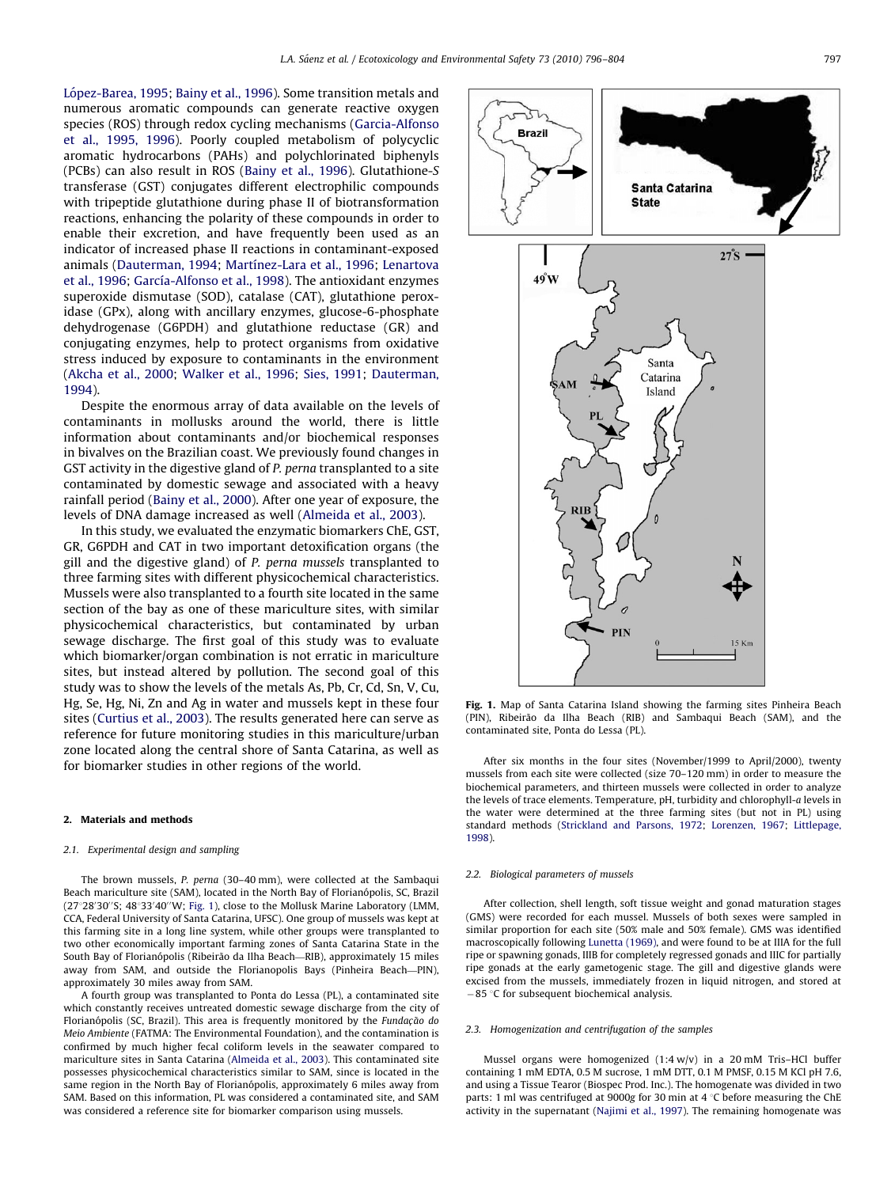López-Barea, 1995; Bainy et al., 1996). Some transition metals and numerous aromatic compounds can generate reactive oxygen species (ROS) through redox cycling mechanisms (Garcia-Alfonso et al., 1995, 1996). Poorly coupled metabolism of polycyclic aromatic hydrocarbons (PAHs) and polychlorinated biphenyls (PCBs) can also result in ROS (Bainy et al., 1996). Glutathione-*S* transferase (GST) conjugates different electrophilic compounds with tripeptide glutathione during phase II of biotransformation reactions, enhancing the polarity of these compounds in order to enable their excretion, and have frequently been used as an indicator of increased phase II reactions in contaminant-exposed animals (Dauterman, 1994; Martínez-Lara et al., 1996; Lenartova et al., 1996; García-Alfonso et al., 1998). The antioxidant enzymes superoxide dismutase (SOD), catalase (CAT), glutathione peroxidase (GPx), along with ancillary enzymes, glucose-6-phosphate dehydrogenase (G6PDH) and glutathione reductase (GR) and conjugating enzymes, help to protect organisms from oxidative stress induced by exposure to contaminants in the environment (Akcha et al., 2000; Walker et al., 1996; Sies, 1991; Dauterman, 1994).

Despite the enormous array of data available on the levels of contaminants in mollusks around the world, there is little information about contaminants and/or biochemical responses in bivalves on the Brazilian coast. We previously found changes in GST activity in the digestive gland of *P. perna* transplanted to a site contaminated by domestic sewage and associated with a heavy rainfall period (Bainy et al., 2000). After one year of exposure, the levels of DNA damage increased as well (Almeida et al., 2003).

In this study, we evaluated the enzymatic biomarkers ChE, GST, GR, G6PDH and CAT in two important detoxification organs (the gill and the digestive gland) of *P. perna mussels* transplanted to three farming sites with different physicochemical characteristics. Mussels were also transplanted to a fourth site located in the same section of the bay as one of these mariculture sites, with similar physicochemical characteristics, but contaminated by urban sewage discharge. The first goal of this study was to evaluate which biomarker/organ combination is not erratic in mariculture sites, but instead altered by pollution. The second goal of this study was to show the levels of the metals As, Pb, Cr, Cd, Sn, V, Cu, Hg, Se, Hg, Ni, Zn and Ag in water and mussels kept in these four sites (Curtius et al., 2003). The results generated here can serve as reference for future monitoring studies in this mariculture/urban zone located along the central shore of Santa Catarina, as well as for biomarker studies in other regions of the world.

## 2. Materials and methods

### 2.1. Experimental design and sampling

The brown mussels, *P. perna* (30–40 mm), were collected at the Sambaqui Beach mariculture site (SAM), located in the North Bay of Florianópolis, SC, Brazil (27°28′30″S; 48°33′40″W; Fig. 1), close to the Mollusk Marine Laboratory (LMM, CCA, Federal University of Santa Catarina, UFSC). One group of mussels was kept at this farming site in a long line system, while other groups were transplanted to two other economically important farming zones of Santa Catarina State in the South Bay of Florianópolis (Ribeirão da Ilha Beach—RIB), approximately 15 miles away from SAM, and outside the Florianopolis Bays (Pinheira Beach—PIN), approximately 30 miles away from SAM.

A fourth group was transplanted to Ponta do Lessa (PL), a contaminated site which constantly receives untreated domestic sewage discharge from the city of Florianópolis (SC, Brazil). This area is frequently monitored by the *Fundação do Meio Ambiente* (FATMA: The Environmental Foundation), and the contamination is confirmed by much higher fecal coliform levels in the seawater compared to mariculture sites in Santa Catarina (Almeida et al., 2003). This contaminated site possesses physicochemical characteristics similar to SAM, since is located in the same region in the North Bay of Florianópolis, approximately 6 miles away from SAM. Based on this information, PL was considered a contaminated site, and SAM was considered a reference site for biomarker comparison using mussels.

**Fig. 1.** Map of Santa Catarina Island showing the farming sites Pinheira Beach (PIN), Ribeirão da Ilha Beach (RIB) and Sambaqui Beach (SAM), and the contaminated site, Ponta do Lessa (PL).

After six months in the four sites (November/1999 to April/2000), twenty mussels from each site were collected (size 70–120 mm) in order to measure the biochemical parameters, and thirteen mussels were collected in order to analyze the levels of trace elements. Temperature, pH, turbidity and chlorophyll-*a* levels in the water were determined at the three farming sites (but not in PL) using standard methods (Strickland and Parsons, 1972; Lorenzen, 1967; Littlepage, 1998).

### 2.2. Biological parameters of mussels

After collection, shell length, soft tissue weight and gonad maturation stages (GMS) were recorded for each mussel. Mussels of both sexes were sampled in similar proportion for each site (50% male and 50% female). GMS was identified macroscopically following Lunetta (1969), and were found to be at IIIA for the full ripe or spawning gonads, IIIB for completely regressed gonads and IIIC for partially ripe gonads at the early gametogenic stage. The gill and digestive glands were excised from the mussels, immediately frozen in liquid nitrogen, and stored at −85 °C for subsequent biochemical analysis.

### 2.3. Homogenization and centrifugation of the samples

Mussel organs were homogenized (1:4 w/v) in a 20 mM Tris–HCl buffer containing 1 mM EDTA, 0.5 M sucrose, 1 mM DTT, 0.1 M PMSF, 0.15 M KCl pH 7.6, and using a Tissue Tearor (Biospec Prod. Inc.). The homogenate was divided in two parts: 1 ml was centrifuged at 9000*g* for 30 min at 4 °C before measuring the ChE activity in the supernatant (Najimi et al., 1997). The remaining homogenate was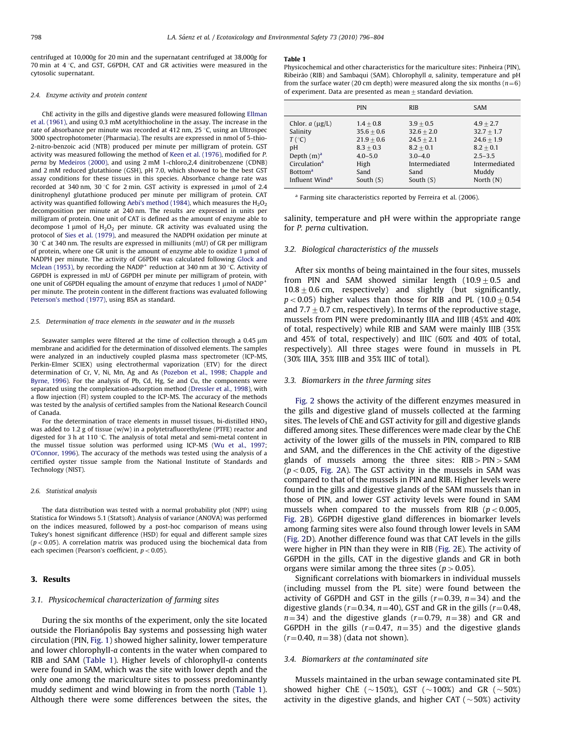centrifuged at 10,000*g* for 20 min and the supernatant centrifuged at 38,000*g* for 70 min at 4 °C, and GST, G6PDH, CAT and GR activities were measured in the cytosolic supernatant.

### 2.4. Enzyme activity and protein content

ChE activity in the gills and digestive glands were measured following Ellman et al. (1961), and using 0.3 mM acetylthiocholine in the assay. The increase in the rate of absorbance per minute was recorded at 412 nm, 25 °C, using an Ultrospec 3000 spectrophotometer (Pharmacia). The results are expressed in nmol of 5-thio-2-nitro-benzoic acid (NTB) produced per minute per milligram of protein. GST activity was measured following the method of Keen et al. (1976), modified for *P. perna* by Medeiros (2000), and using 2 mM 1-chloro,2,4 dinitrobenzene (CDNB) and 2 mM reduced glutathione (GSH), pH 7.0, which showed to be the best GST assay conditions for these tissues in this species. Absorbance change rate was recorded at 340 nm, 30 °C for 2 min. GST activity is expressed in μmol of 2.4 dinitrophenyl glutathione produced per minute per milligram of protein. CAT activity was quantified following Aebi's method (1984), which measures the $H_2O_2$ decomposition per minute at 240 nm. The results are expressed in units per milligram of protein. One unit of CAT is defined as the amount of enzyme able to decompose 1 μmol of $H_2O_2$ per minute. GR activity was evaluated using the protocol of Sies et al. (1979), and measured the NADPH oxidation per minute at 30 °C at 340 nm. The results are expressed in milliunits (mU) of GR per milligram of protein, where one GR unit is the amount of enzyme able to oxidize 1 μmol of NADPH per minute. The activity of G6PDH was calculated following Glock and Mclean (1953), by recording the $NADP^+$ reduction at 340 nm at 30 °C. Activity of G6PDH is expressed in mU of G6PDH per minute per milligram of protein, with one unit of G6PDH equaling the amount of enzyme that reduces 1 μmol of $NADP^+$ per minute. The protein content in the different fractions was evaluated following Peterson's method (1977), using BSA as standard.

### 2.5. Determination of trace elements in the seawater and in the mussels

Seawater samples were filtered at the time of collection through a 0.45 μm membrane and acidified for the determination of dissolved elements. The samples were analyzed in an inductively coupled plasma mass spectrometer (ICP-MS, Perkin-Elmer SCIEX) using electrothermal vaporization (ETV) for the direct determination of Cr, V, Ni, Mn, Ag and As (Pozebon et al., 1998; Chapple and Byrne, 1996). For the analysis of Pb, Cd, Hg, Se and Cu, the components were separated using the complexation-adsorption method (Dressler et al., 1998), with a flow injection (FI) system coupled to the ICP-MS. The accuracy of the methods was tested by the analysis of certified samples from the National Research Council of Canada.

For the determination of trace elements in mussel tissues, bi-distilled $HNO_3$ was added to 1.2 g of tissue (w/w) in a polytetrafluorethylene (PTFE) reactor and digested for 3 h at 110 °C. The analysis of total metal and semi-metal content in the mussel tissue solution was performed using ICP-MS (Wu et al., 1997; O'Connor, 1996). The accuracy of the methods was tested using the analysis of a certified oyster tissue sample from the National Institute of Standards and Technology (NIST).

### 2.6. Statistical analysis

The data distribution was tested with a normal probability plot (NPP) using Statistica for Windows 5.1 (Statsoft). Analysis of variance (ANOVA) was performed on the indices measured, followed by a post-hoc comparison of means using Tukey's honest significant difference (HSD) for equal and different sample sizes ($p < 0.05$). A correlation matrix was produced using the biochemical data from each specimen (Pearson's coefficient, $p < 0.05$).

## 3. Results

### 3.1. Physicochemical characterization of farming sites

During the six months of the experiment, only the site located outside the Florianópolis Bay systems and possessing high water circulation (PIN, Fig. 1) showed higher salinity, lower temperature and lower chlorophyll-*a* contents in the water when compared to RIB and SAM (Table 1). Higher levels of chlorophyll-*a* contents were found in SAM, which was the site with lower depth and the only one among the mariculture sites to possess predominantly muddy sediment and wind blowing in from the north (Table 1). Although there were some differences between the sites, the salinity, temperature and pH were within the appropriate range for *P. perna* cultivation.

**Table 1**
Physicochemical and other characteristics for the mariculture sites: Pinheira (PIN), Ribeirão (RIB) and Sambaqui (SAM). Chlorophyll *a*, salinity, temperature and pH from the surface water (20 cm depth) were measured along the six months ($n=6$) of experiment. Data are presented as mean ± standard deviation.

| | PIN | RIB | SAM |
|---|---|---|---|
| Chlor. *a* (μg/L) | 1.4 ± 0.8 | 3.9 ± 0.5 | 4.9 ± 2.7 |
| Salinity | 35.6 ± 0.6 | 32.6 ± 2.0 | 32.7 ± 1.7 |
| *T* (°C) | 21.9 ± 0.6 | 24.5 ± 2.1 | 24.6 ± 1.9 |
| pH | 8.3 ± 0.3 | 8.2 ± 0.1 | 8.2 ± 0.1 |
| Depth (m)[a] | 4.0–5.0 | 3.0–4.0 | 2.5–3.5 |
| Circulation[a] | High | Intermediated | Intermediated |
| Bottom[a] | Sand | Sand | Muddy |
| Influent Wind[a] | South (S) | South (S) | North (N) |

[a] Farming site characteristics reported by Ferreira et al. (2006).

### 3.2. Biological characteristics of the mussels

After six months of being maintained in the four sites, mussels from PIN and SAM showed similar length (10.9 ± 0.5 and 10.8 ± 0.6 cm, respectively) and slightly (but significantly, $p < 0.05$) higher values than those for RIB and PL (10.0 ± 0.54 and 7.7 ± 0.7 cm, respectively). In terms of the reproductive stage, mussels from PIN were predominantly IIIA and IIIB (45% and 40% of total, respectively) while RIB and SAM were mainly IIIB (35% and 45% of total, respectively) and IIIC (60% and 40% of total, respectively). All three stages were found in mussels in PL (30% IIIA, 35% IIIB and 35% IIIC of total).

### 3.3. Biomarkers in the three farming sites

Fig. 2 shows the activity of the different enzymes measured in the gills and digestive gland of mussels collected at the farming sites. The levels of ChE and GST activity for gill and digestive glands differed among sites. These differences were made clear by the ChE activity of the lower gills of the mussels in PIN, compared to RIB and SAM, and the differences in the ChE activity of the digestive glands of mussels among the three sites: RIB > PIN > SAM ($p < 0.05$, Fig. 2A). The GST activity in the mussels in SAM was compared to that of the mussels in PIN and RIB. Higher levels were found in the gills and digestive glands of the SAM mussels than in those of PIN, and lower GST activity levels were found in SAM mussels when compared to the mussels from RIB ($p < 0.005$, Fig. 2B). G6PDH digestive gland differences in biomarker levels among farming sites were also found through lower levels in SAM (Fig. 2D). Another difference found was that CAT levels in the gills were higher in PIN than they were in RIB (Fig. 2E). The activity of G6PDH in the gills, CAT in the digestive glands and GR in both organs were similar among the three sites ($p > 0.05$).

Significant correlations with biomarkers in individual mussels (including mussel from the PL site) were found between the activity of G6PDH and GST in the gills ($r=0.39$, $n=34$) and the digestive glands ($r=0.34$, $n=40$), GST and GR in the gills ($r=0.48$, $n=34$) and the digestive glands ($r=0.79$, $n=38$) and GR and G6PDH in the gills ($r=0.47$, $n=35$) and the digestive glands ($r=0.40$, $n=38$) (data not shown).

### 3.4. Biomarkers at the contaminated site

Mussels maintained in the urban sewage contaminated site PL showed higher ChE (~150%), GST (~100%) and GR (~50%) activity in the digestive glands, and higher CAT (~50%) activity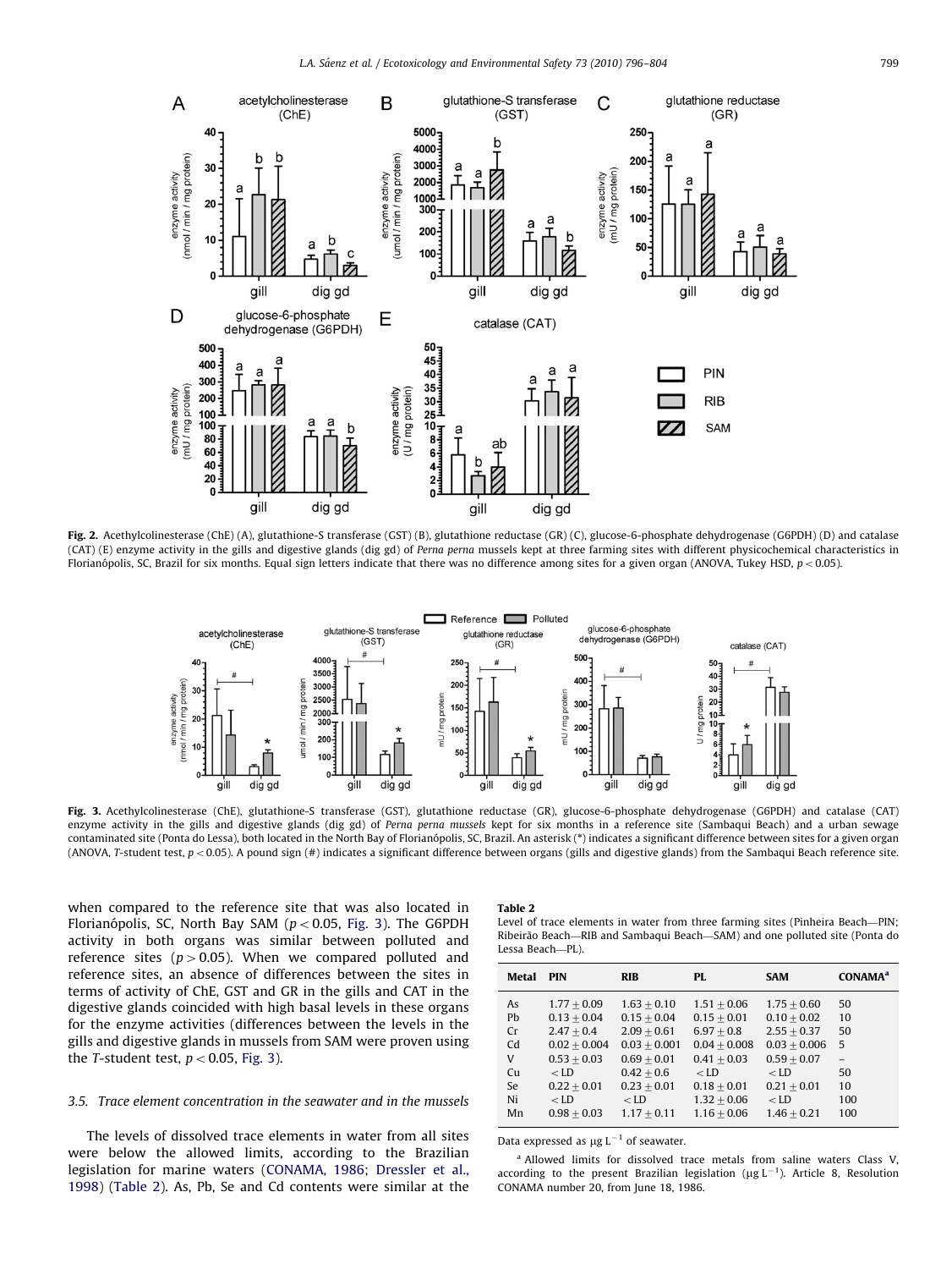Fig. 2. Acethylcolinesterase (ChE) (A), glutathione-S transferase (GST) (B), glutathione reductase (GR) (C), glucose-6-phosphate dehydrogenase (G6PDH) (D) and catalase (CAT) (E) enzyme activity in the gills and digestive glands (dig gd) of *Perna perna* mussels kept at three farming sites with different physicochemical characteristics in Florianópolis, SC, Brazil for six months. Equal sign letters indicate that there was no difference among sites for a given organ (ANOVA, Tukey HSD, $p < 0.05$).

Fig. 3. Acethylcolinesterase (ChE), glutathione-S transferase (GST), glutathione reductase (GR), glucose-6-phosphate dehydrogenase (G6PDH) and catalase (CAT) enzyme activity in the gills and digestive glands (dig gd) of *Perna perna mussels* kept for six months in a reference site (Sambaqui Beach) and a urban sewage contaminated site (Ponta do Lessa), both located in the North Bay of Florianópolis, SC, Brazil. An asterisk (*) indicates a significant difference between sites for a given organ (ANOVA, *T*-student test, $p < 0.05$). A pound sign (#) indicates a significant difference between organs (gills and digestive glands) from the Sambaqui Beach reference site.

when compared to the reference site that was also located in Florianópolis, SC, North Bay SAM ($p < 0.05$, Fig. 3). The G6PDH activity in both organs was similar between polluted and reference sites ($p > 0.05$). When we compared polluted and reference sites, an absence of differences between the sites in terms of activity of ChE, GST and GR in the gills and CAT in the digestive glands coincided with high basal levels in these organs for the enzyme activities (differences between the levels in the gills and digestive glands in mussels from SAM were proven using the *T*-student test, $p < 0.05$, Fig. 3).

### 3.5. Trace element concentration in the seawater and in the mussels

The levels of dissolved trace elements in water from all sites were below the allowed limits, according to the Brazilian legislation for marine waters (CONAMA, 1986; Dressler et al., 1998) (Table 2). As, Pb, Se and Cd contents were similar at the

**Table 2**
Level of trace elements in water from three farming sites (Pinheira Beach—PIN; Ribeirão Beach—RIB and Sambaqui Beach—SAM) and one polluted site (Ponta do Lessa Beach—PL).

| Metal | PIN | RIB | PL | SAM | CONAMA[a] |
|---|---|---|---|---|---|
| As | $1.77 \pm 0.09$ | $1.63 \pm 0.10$ | $1.51 \pm 0.06$ | $1.75 \pm 0.60$ | 50 |
| Pb | $0.13 \pm 0.04$ | $0.15 \pm 0.04$ | $0.15 \pm 0.01$ | $0.10 \pm 0.02$ | 10 |
| Cr | $2.47 \pm 0.4$ | $2.09 \pm 0.61$ | $6.97 \pm 0.8$ | $2.55 \pm 0.37$ | 50 |
| Cd | $0.02 \pm 0.004$ | $0.03 \pm 0.001$ | $0.04 \pm 0.008$ | $0.03 \pm 0.006$ | 5 |
| V | $0.53 \pm 0.03$ | $0.69 \pm 0.01$ | $0.41 \pm 0.03$ | $0.59 \pm 0.07$ | – |
| Cu | < LD | $0.42 \pm 0.6$ | < LD | < LD | 50 |
| Se | $0.22 \pm 0.01$ | $0.23 \pm 0.01$ | $0.18 \pm 0.01$ | $0.21 \pm 0.01$ | 10 |
| Ni | < LD | < LD | $1.32 \pm 0.06$ | < LD | 100 |
| Mn | $0.98 \pm 0.03$ | $1.17 \pm 0.11$ | $1.16 \pm 0.06$ | $1.46 \pm 0.21$ | 100 |

Data expressed as $\mu g\,L^{-1}$ of seawater.

[a] Allowed limits for dissolved trace metals from saline waters Class V, according to the present Brazilian legislation ($\mu g\,L^{-1}$). Article 8, Resolution CONAMA number 20, from June 18, 1986.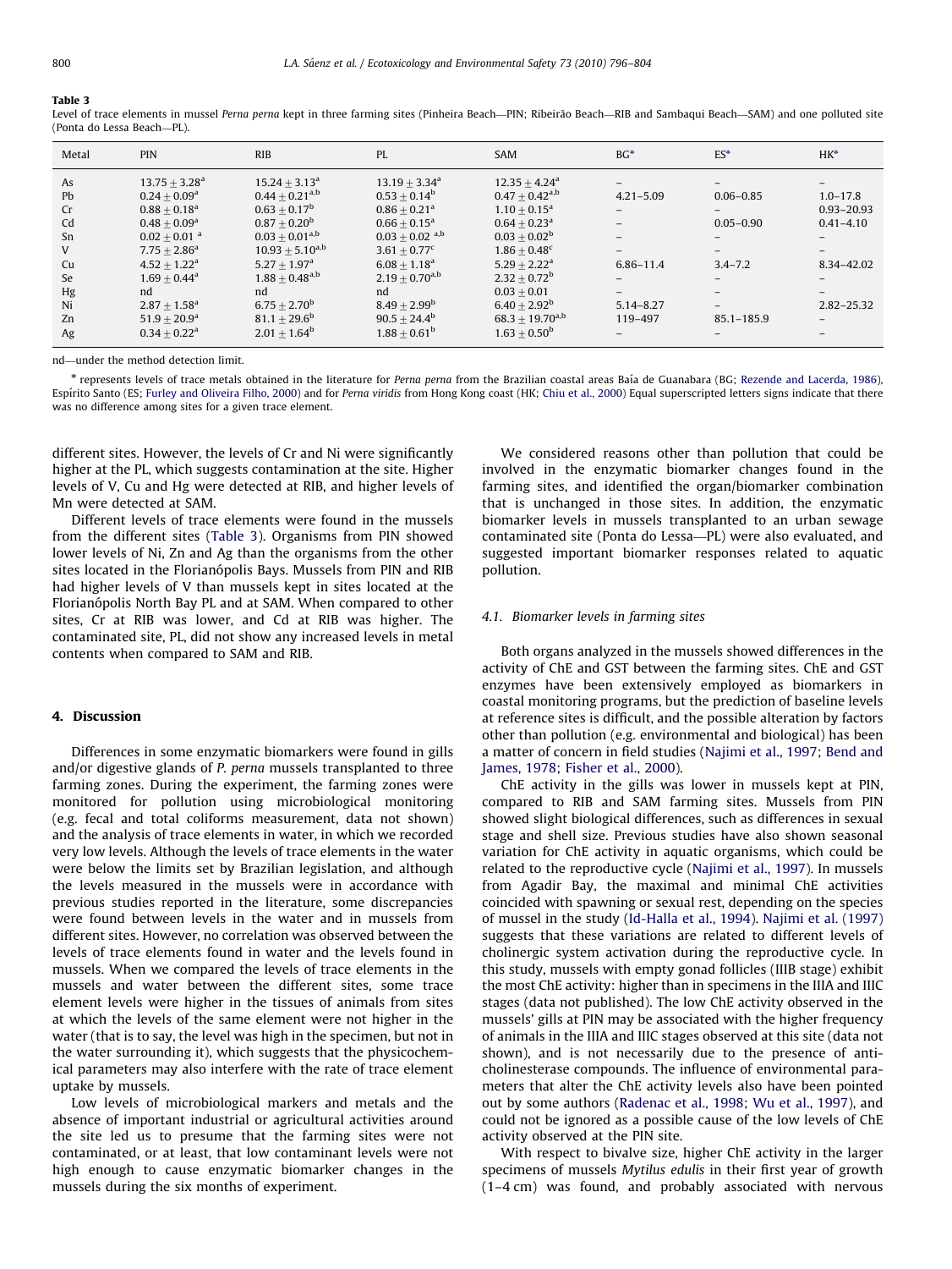**Table 3**
Level of trace elements in mussel *Perna perna* kept in three farming sites (Pinheira Beach—PIN; Ribeirão Beach—RIB and Sambaqui Beach—SAM) and one polluted site (Ponta do Lessa Beach—PL).

| Metal | PIN | RIB | PL | SAM | BG* | ES* | HK* |
|---|---|---|---|---|---|---|---|
| As | $13.75 \pm 3.28^{a}$ | $15.24 \pm 3.13^{a}$ | $13.19 \pm 3.34^{a}$ | $12.35 \pm 4.24^{a}$ | – | – | – |
| Pb | $0.24 \pm 0.09^{a}$ | $0.44 \pm 0.21^{a,b}$ | $0.53 \pm 0.14^{b}$ | $0.47 \pm 0.42^{a,b}$ | 4.21–5.09 | 0.06–0.85 | 1.0–17.8 |
| Cr | $0.88 \pm 0.18^{a}$ | $0.63 \pm 0.17^{b}$ | $0.86 \pm 0.21^{a}$ | $1.10 \pm 0.15^{a}$ | – | – | 0.93–20.93 |
| Cd | $0.48 \pm 0.09^{a}$ | $0.87 \pm 0.20^{b}$ | $0.66 \pm 0.15^{a}$ | $0.64 \pm 0.23^{a}$ | – | 0.05–0.90 | 0.41–4.10 |
| Sn | $0.02 \pm 0.01^{a}$ | $0.03 \pm 0.01^{a,b}$ | $0.03 \pm 0.02^{a,b}$ | $0.03 \pm 0.02^{b}$ | – | – | – |
| V | $7.75 \pm 2.86^{a}$ | $10.93 \pm 5.10^{a,b}$ | $3.61 \pm 0.77^{c}$ | $1.86 \pm 0.48^{c}$ | – | – | – |
| Cu | $4.52 \pm 1.22^{a}$ | $5.27 \pm 1.97^{a}$ | $6.08 \pm 1.18^{a}$ | $5.29 \pm 2.22^{a}$ | 6.86–11.4 | 3.4–7.2 | 8.34–42.02 |
| Se | $1.69 \pm 0.44^{a}$ | $1.88 \pm 0.48^{a,b}$ | $2.19 \pm 0.70^{a,b}$ | $2.32 \pm 0.72^{b}$ | – | – | – |
| Hg | nd | nd | nd | $0.03 \pm 0.01$ | – | – | – |
| Ni | $2.87 \pm 1.58^{a}$ | $6.75 \pm 2.70^{b}$ | $8.49 \pm 2.99^{b}$ | $6.40 \pm 2.92^{b}$ | 5.14–8.27 | – | 2.82–25.32 |
| Zn | $51.9 \pm 20.9^{a}$ | $81.1 \pm 29.6^{b}$ | $90.5 \pm 24.4^{b}$ | $68.3 \pm 19.70^{a,b}$ | 119–497 | 85.1–185.9 | – |
| Ag | $0.34 \pm 0.22^{a}$ | $2.01 \pm 1.64^{b}$ | $1.88 \pm 0.61^{b}$ | $1.63 \pm 0.50^{b}$ | – | – | – |

nd—under the method detection limit.

* represents levels of trace metals obtained in the literature for *Perna perna* from the Brazilian coastal areas Baía de Guanabara (BG; Rezende and Lacerda, 1986), Espírito Santo (ES; Furley and Oliveira Filho, 2000) and for *Perna viridis* from Hong Kong coast (HK; Chiu et al., 2000) Equal superscripted letters signs indicate that there was no difference among sites for a given trace element.

different sites. However, the levels of Cr and Ni were significantly higher at the PL, which suggests contamination at the site. Higher levels of V, Cu and Hg were detected at RIB, and higher levels of Mn were detected at SAM.

Different levels of trace elements were found in the mussels from the different sites (Table 3). Organisms from PIN showed lower levels of Ni, Zn and Ag than the organisms from the other sites located in the Florianópolis Bays. Mussels from PIN and RIB had higher levels of V than mussels kept in sites located at the Florianópolis North Bay PL and at SAM. When compared to other sites, Cr at RIB was lower, and Cd at RIB was higher. The contaminated site, PL, did not show any increased levels in metal contents when compared to SAM and RIB.

## 4. Discussion

Differences in some enzymatic biomarkers were found in gills and/or digestive glands of *P. perna* mussels transplanted to three farming zones. During the experiment, the farming zones were monitored for pollution using microbiological monitoring (e.g. fecal and total coliforms measurement, data not shown) and the analysis of trace elements in water, in which we recorded very low levels. Although the levels of trace elements in the water were below the limits set by Brazilian legislation, and although the levels measured in the mussels were in accordance with previous studies reported in the literature, some discrepancies were found between levels in the water and in mussels from different sites. However, no correlation was observed between the levels of trace elements found in water and the levels found in mussels. When we compared the levels of trace elements in the mussels and water between the different sites, some trace element levels were higher in the tissues of animals from sites at which the levels of the same element were not higher in the water (that is to say, the level was high in the specimen, but not in the water surrounding it), which suggests that the physicochemical parameters may also interfere with the rate of trace element uptake by mussels.

Low levels of microbiological markers and metals and the absence of important industrial or agricultural activities around the site led us to presume that the farming sites were not contaminated, or at least, that low contaminant levels were not high enough to cause enzymatic biomarker changes in the mussels during the six months of experiment.

We considered reasons other than pollution that could be involved in the enzymatic biomarker changes found in the farming sites, and identified the organ/biomarker combination that is unchanged in those sites. In addition, the enzymatic biomarker levels in mussels transplanted to an urban sewage contaminated site (Ponta do Lessa—PL) were also evaluated, and suggested important biomarker responses related to aquatic pollution.

### 4.1. Biomarker levels in farming sites

Both organs analyzed in the mussels showed differences in the activity of ChE and GST between the farming sites. ChE and GST enzymes have been extensively employed as biomarkers in coastal monitoring programs, but the prediction of baseline levels at reference sites is difficult, and the possible alteration by factors other than pollution (e.g. environmental and biological) has been a matter of concern in field studies (Najimi et al., 1997; Bend and James, 1978; Fisher et al., 2000).

ChE activity in the gills was lower in mussels kept at PIN, compared to RIB and SAM farming sites. Mussels from PIN showed slight biological differences, such as differences in sexual stage and shell size. Previous studies have also shown seasonal variation for ChE activity in aquatic organisms, which could be related to the reproductive cycle (Najimi et al., 1997). In mussels from Agadir Bay, the maximal and minimal ChE activities coincided with spawning or sexual rest, depending on the species of mussel in the study (Id-Halla et al., 1994). Najimi et al. (1997) suggests that these variations are related to different levels of cholinergic system activation during the reproductive cycle. In this study, mussels with empty gonad follicles (IIIB stage) exhibit the most ChE activity: higher than in specimens in the IIIA and IIIC stages (data not published). The low ChE activity observed in the mussels' gills at PIN may be associated with the higher frequency of animals in the IIIA and IIIC stages observed at this site (data not shown), and is not necessarily due to the presence of anti-cholinesterase compounds. The influence of environmental parameters that alter the ChE activity levels also have been pointed out by some authors (Radenac et al., 1998; Wu et al., 1997), and could not be ignored as a possible cause of the low levels of ChE activity observed at the PIN site.

With respect to bivalve size, higher ChE activity in the larger specimens of mussels *Mytilus edulis* in their first year of growth (1–4 cm) was found, and probably associated with nervous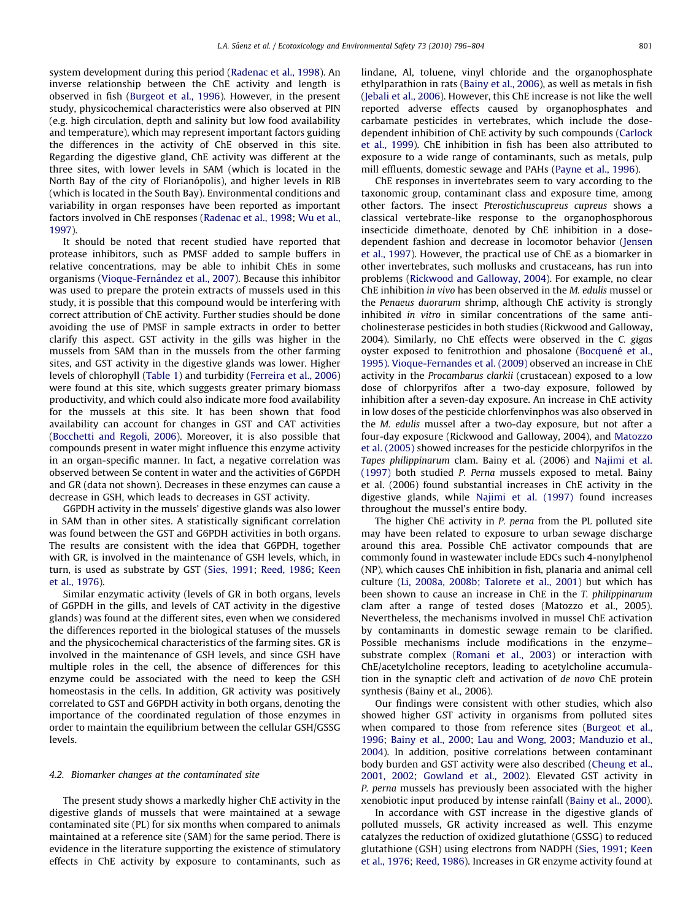system development during this period (Radenac et al., 1998). An inverse relationship between the ChE activity and length is observed in fish (Burgeot et al., 1996). However, in the present study, physicochemical characteristics were also observed at PIN (e.g. high circulation, depth and salinity but low food availability and temperature), which may represent important factors guiding the differences in the activity of ChE observed in this site. Regarding the digestive gland, ChE activity was different at the three sites, with lower levels in SAM (which is located in the North Bay of the city of Florianópolis), and higher levels in RIB (which is located in the South Bay). Environmental conditions and variability in organ responses have been reported as important factors involved in ChE responses (Radenac et al., 1998; Wu et al., 1997).

It should be noted that recent studied have reported that protease inhibitors, such as PMSF added to sample buffers in relative concentrations, may be able to inhibit ChEs in some organisms (Vioque-Fernández et al., 2007). Because this inhibitor was used to prepare the protein extracts of mussels used in this study, it is possible that this compound would be interfering with correct attribution of ChE activity. Further studies should be done avoiding the use of PMSF in sample extracts in order to better clarify this aspect. GST activity in the gills was higher in the mussels from SAM than in the mussels from the other farming sites, and GST activity in the digestive glands was lower. Higher levels of chlorophyll (Table 1) and turbidity (Ferreira et al., 2006) were found at this site, which suggests greater primary biomass productivity, and which could also indicate more food availability for the mussels at this site. It has been shown that food availability can account for changes in GST and CAT activities (Bocchetti and Regoli, 2006). Moreover, it is also possible that compounds present in water might influence this enzyme activity in an organ-specific manner. In fact, a negative correlation was observed between Se content in water and the activities of G6PDH and GR (data not shown). Decreases in these enzymes can cause a decrease in GSH, which leads to decreases in GST activity.

G6PDH activity in the mussels' digestive glands was also lower in SAM than in other sites. A statistically significant correlation was found between the GST and G6PDH activities in both organs. The results are consistent with the idea that G6PDH, together with GR, is involved in the maintenance of GSH levels, which, in turn, is used as substrate by GST (Sies, 1991; Reed, 1986; Keen et al., 1976).

Similar enzymatic activity (levels of GR in both organs, levels of G6PDH in the gills, and levels of CAT activity in the digestive glands) was found at the different sites, even when we considered the differences reported in the biological statuses of the mussels and the physicochemical characteristics of the farming sites. GR is involved in the maintenance of GSH levels, and since GSH have multiple roles in the cell, the absence of differences for this enzyme could be associated with the need to keep the GSH homeostasis in the cells. In addition, GR activity was positively correlated to GST and G6PDH activity in both organs, denoting the importance of the coordinated regulation of those enzymes in order to maintain the equilibrium between the cellular GSH/GSSG levels.

### 4.2. Biomarker changes at the contaminated site

The present study shows a markedly higher ChE activity in the digestive glands of mussels that were maintained at a sewage contaminated site (PL) for six months when compared to animals maintained at a reference site (SAM) for the same period. There is evidence in the literature supporting the existence of stimulatory effects in ChE activity by exposure to contaminants, such as lindane, Al, toluene, vinyl chloride and the organophosphate ethylparathion in rats (Bainy et al., 2006), as well as metals in fish (Jebali et al., 2006). However, this ChE increase is not like the well reported adverse effects caused by organophosphates and carbamate pesticides in vertebrates, which include the dose-dependent inhibition of ChE activity by such compounds (Carlock et al., 1999). ChE inhibition in fish has been also attributed to exposure to a wide range of contaminants, such as metals, pulp mill effluents, domestic sewage and PAHs (Payne et al., 1996).

ChE responses in invertebrates seem to vary according to the taxonomic group, contaminant class and exposure time, among other factors. The insect *Pterostichuscupreus cupreus* shows a classical vertebrate-like response to the organophosphorous insecticide dimethoate, denoted by ChE inhibition in a dose-dependent fashion and decrease in locomotor behavior (Jensen et al., 1997). However, the practical use of ChE as a biomarker in other invertebrates, such mollusks and crustaceans, has run into problems (Rickwood and Galloway, 2004). For example, no clear ChE inhibition *in vivo* has been observed in the *M. edulis* mussel or the *Penaeus duorarum* shrimp, although ChE activity is strongly inhibited *in vitro* in similar concentrations of the same anti-cholinesterase pesticides in both studies (Rickwood and Galloway, 2004). Similarly, no ChE effects were observed in the *C. gigas* oyster exposed to fenitrothion and phosalone (Bocquené et al., 1995). Vioque-Fernandes et al. (2009) observed an increase in ChE activity in the *Procambarus clarkii* (crustacean) exposed to a low dose of chlorpyrifos after a two-day exposure, followed by inhibition after a seven-day exposure. An increase in ChE activity in low doses of the pesticide chlorfenvinphos was also observed in the *M. edulis* mussel after a two-day exposure, but not after a four-day exposure (Rickwood and Galloway, 2004), and Matozzo et al. (2005) showed increases for the pesticide chlorpyrifos in the *Tapes philippinarum* clam. Bainy et al. (2006) and Najimi et al. (1997) both studied *P. Perna* mussels exposed to metal. Bainy et al. (2006) found substantial increases in ChE activity in the digestive glands, while Najimi et al. (1997) found increases throughout the mussel's entire body.

The higher ChE activity in *P. perna* from the PL polluted site may have been related to exposure to urban sewage discharge around this area. Possible ChE activator compounds that are commonly found in wastewater include EDCs such 4-nonylphenol (NP), which causes ChE inhibition in fish, planaria and animal cell culture (Li, 2008a, 2008b; Talorete et al., 2001) but which has been shown to cause an increase in ChE in the *T. philippinarum* clam after a range of tested doses (Matozzo et al., 2005). Nevertheless, the mechanisms involved in mussel ChE activation by contaminants in domestic sewage remain to be clarified. Possible mechanisms include modifications in the enzyme–substrate complex (Romani et al., 2003) or interaction with ChE/acetylcholine receptors, leading to acetylcholine accumulation in the synaptic cleft and activation of *de novo* ChE protein synthesis (Bainy et al., 2006).

Our findings were consistent with other studies, which also showed higher GST activity in organisms from polluted sites when compared to those from reference sites (Burgeot et al., 1996; Bainy et al., 2000; Lau and Wong, 2003; Manduzio et al., 2004). In addition, positive correlations between contaminant body burden and GST activity were also described (Cheung et al., 2001, 2002; Gowland et al., 2002). Elevated GST activity in *P. perna* mussels has previously been associated with the higher xenobiotic input produced by intense rainfall (Bainy et al., 2000).

In accordance with GST increase in the digestive glands of polluted mussels, GR activity increased as well. This enzyme catalyzes the reduction of oxidized glutathione (GSSG) to reduced glutathione (GSH) using electrons from NADPH (Sies, 1991; Keen et al., 1976; Reed, 1986). Increases in GR enzyme activity found at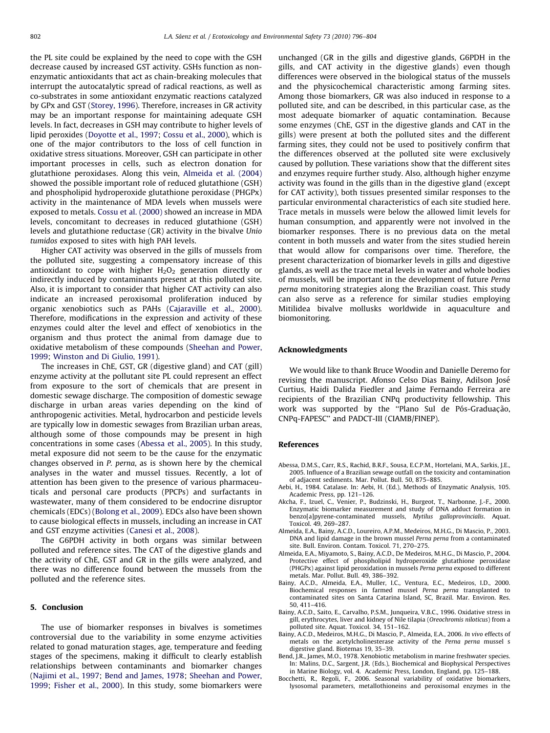the PL site could be explained by the need to cope with the GSH decrease caused by increased GST activity. GSHs function as non-enzymatic antioxidants that act as chain-breaking molecules that interrupt the autocatalytic spread of radical reactions, as well as co-substrates in some antioxidant enzymatic reactions catalyzed by GPx and GST (Storey, 1996). Therefore, increases in GR activity may be an important response for maintaining adequate GSH levels. In fact, decreases in GSH may contribute to higher levels of lipid peroxides (Doyotte et al., 1997; Cossu et al., 2000), which is one of the major contributors to the loss of cell function in oxidative stress situations. Moreover, GSH can participate in other important processes in cells, such as electron donation for glutathione peroxidases. Along this vein, Almeida et al. (2004) showed the possible important role of reduced glutathione (GSH) and phospholipid hydroperoxide glutathione peroxidase (PHGPx) activity in the maintenance of MDA levels when mussels were exposed to metals. Cossu et al. (2000) showed an increase in MDA levels, concomitant to decreases in reduced glutathione (GSH) levels and glutathione reductase (GR) activity in the bivalve *Unio tumidos* exposed to sites with high PAH levels.

Higher CAT activity was observed in the gills of mussels from the polluted site, suggesting a compensatory increase of this antioxidant to cope with higher $H_2O_2$ generation directly or indirectly induced by contaminants present at this polluted site. Also, it is important to consider that higher CAT activity can also indicate an increased peroxisomal proliferation induced by organic xenobiotics such as PAHs (Cajaraville et al., 2000). Therefore, modifications in the expression and activity of these enzymes could alter the level and effect of xenobiotics in the organism and thus protect the animal from damage due to oxidative metabolism of these compounds (Sheehan and Power, 1999; Winston and Di Giulio, 1991).

The increases in ChE, GST, GR (digestive gland) and CAT (gill) enzyme activity at the pollutant site PL could represent an effect from exposure to the sort of chemicals that are present in domestic sewage discharge. The composition of domestic sewage discharge in urban areas varies depending on the kind of anthropogenic activities. Metal, hydrocarbon and pesticide levels are typically low in domestic sewages from Brazilian urban areas, although some of those compounds may be present in high concentrations in some cases (Abessa et al., 2005). In this study, metal exposure did not seem to be the cause for the enzymatic changes observed in *P. perna*, as is shown here by the chemical analyses in the water and mussel tissues. Recently, a lot of attention has been given to the presence of various pharmaceuticals and personal care products (PPCPs) and surfactants in wastewater, many of them considered to be endocrine disruptor chemicals (EDCs) (Bolong et al., 2009). EDCs also have been shown to cause biological effects in mussels, including an increase in CAT and GST enzyme activities (Canesi et al., 2008).

The G6PDH activity in both organs was similar between polluted and reference sites. The CAT of the digestive glands and the activity of ChE, GST and GR in the gills were analyzed, and there was no difference found between the mussels from the polluted and the reference sites.

## 5. Conclusion

The use of biomarker responses in bivalves is sometimes controversial due to the variability in some enzyme activities related to gonad maturation stages, age, temperature and feeding stages of the specimens, making it difficult to clearly establish relationships between contaminants and biomarker changes (Najimi et al., 1997; Bend and James, 1978; Sheehan and Power, 1999; Fisher et al., 2000). In this study, some biomarkers were unchanged (GR in the gills and digestive glands, G6PDH in the gills, and CAT activity in the digestive glands) even though differences were observed in the biological status of the mussels and the physicochemical characteristic among farming sites. Among those biomarkers, GR was also induced in response to a polluted site, and can be described, in this particular case, as the most adequate biomarker of aquatic contamination. Because some enzymes (ChE, GST in the digestive glands and CAT in the gills) were present at both the polluted sites and the different farming sites, they could not be used to positively confirm that the differences observed at the polluted site were exclusively caused by pollution. These variations show that the different sites and enzymes require further study. Also, although higher enzyme activity was found in the gills than in the digestive gland (except for CAT activity), both tissues presented similar responses to the particular environmental characteristics of each site studied here. Trace metals in mussels were below the allowed limit levels for human consumption, and apparently were not involved in the biomarker responses. There is no previous data on the metal content in both mussels and water from the sites studied herein that would allow for comparisons over time. Therefore, the present characterization of biomarker levels in gills and digestive glands, as well as the trace metal levels in water and whole bodies of mussels, will be important in the development of future *Perna perna* monitoring strategies along the Brazilian coast. This study can also serve as a reference for similar studies employing Mitilidea bivalve mollusks worldwide in aquaculture and biomonitoring.

## Acknowledgments

We would like to thank Bruce Woodin and Danielle Deremo for revising the manuscript. Afonso Celso Dias Bainy, Adilson José Curtius, Haidi Dalida Fiedler and Jaime Fernando Ferreira are recipients of the Brazilian CNPq productivity fellowship. This work was supported by the "Plano Sul de Pós-Graduação, CNPq-FAPESC" and PADCT-III (CIAMB/FINEP).

## References

Abessa, D.M.S., Carr, R.S., Rachid, B.R.F., Sousa, E.C.P.M., Hortelani, M.A., Sarkis, J.E., 2005. Influence of a Brazilian sewage outfall on the toxicity and contamination of adjacent sediments. Mar. Pollut. Bull. 50, 875–885.

Aebi, H., 1984. Catalase. In: Aebi, H. (Ed.), Methods of Enzymatic Analysis, 105. Academic Press, pp. 121–126.

Akcha, F., Izuel, C., Venier, P., Budzinski, H., Burgeot, T., Narbonne, J.-F., 2000. Enzymatic biomarker measurement and study of DNA adduct formation in benzo[a]pyrene-contaminated mussels, *Mytilus galloprovincialis*. Aquat. Toxicol. 49, 269–287.

Almeida, E.A., Bainy, A.C.D., Loureiro, A.P.M., Medeiros, M.H.G., Di Mascio, P., 2003. DNA and lipid damage in the brown mussel *Perna perna* from a contaminated site. Bull. Environ. Contam. Toxicol. 71, 270–275.

Almeida, E.A., Miyamoto, S., Bainy, A.C.D., De Medeiros, M.H.G., Di Mascio, P., 2004. Protective effect of phospholipid hydroperoxide glutathione peroxidase (PHGPx) against lipid peroxidation in mussels *Perna perna* exposed to different metals. Mar. Pollut. Bull. 49, 386–392.

Bainy, A.C.D., Almeida, E.A., Muller, I.C., Ventura, E.C., Medeiros, I.D., 2000. Biochemical responses in farmed mussel *Perna perna* transplanted to contaminated sites on Santa Catarina Island, SC, Brazil. Mar. Environ. Res. 50, 411–416.

Bainy, A.C.D., Saito, E., Carvalho, P.S.M., Junqueira, V.B.C., 1996. Oxidative stress in gill, erythrocytes, liver and kidney of Nile tilapia (*Oreochromis niloticus*) from a polluted site. Aquat. Toxicol. 34, 151–162.

Bainy, A.C.D., Medeiros, M.H.G., Di Mascio, P., Almeida, E.A., 2006. *In vivo* effects of metals on the acetylcholinesterase activity of the *Perna perna* mussel s digestive gland. Biotemas 19, 35–39.

Bend, J.R., James, M.O., 1978. Xenobiotic metabolism in marine freshwater species. In: Malins, D.C., Sargent, J.R. (Eds.), Biochemical and Biophysical Perspectives in Marine Biology, vol. 4. Academic Press, London, England, pp. 125–188.

Bocchetti, R., Regoli, F., 2006. Seasonal variability of oxidative biomarkers, lysosomal parameters, metallothioneins and peroxisomal enzymes in the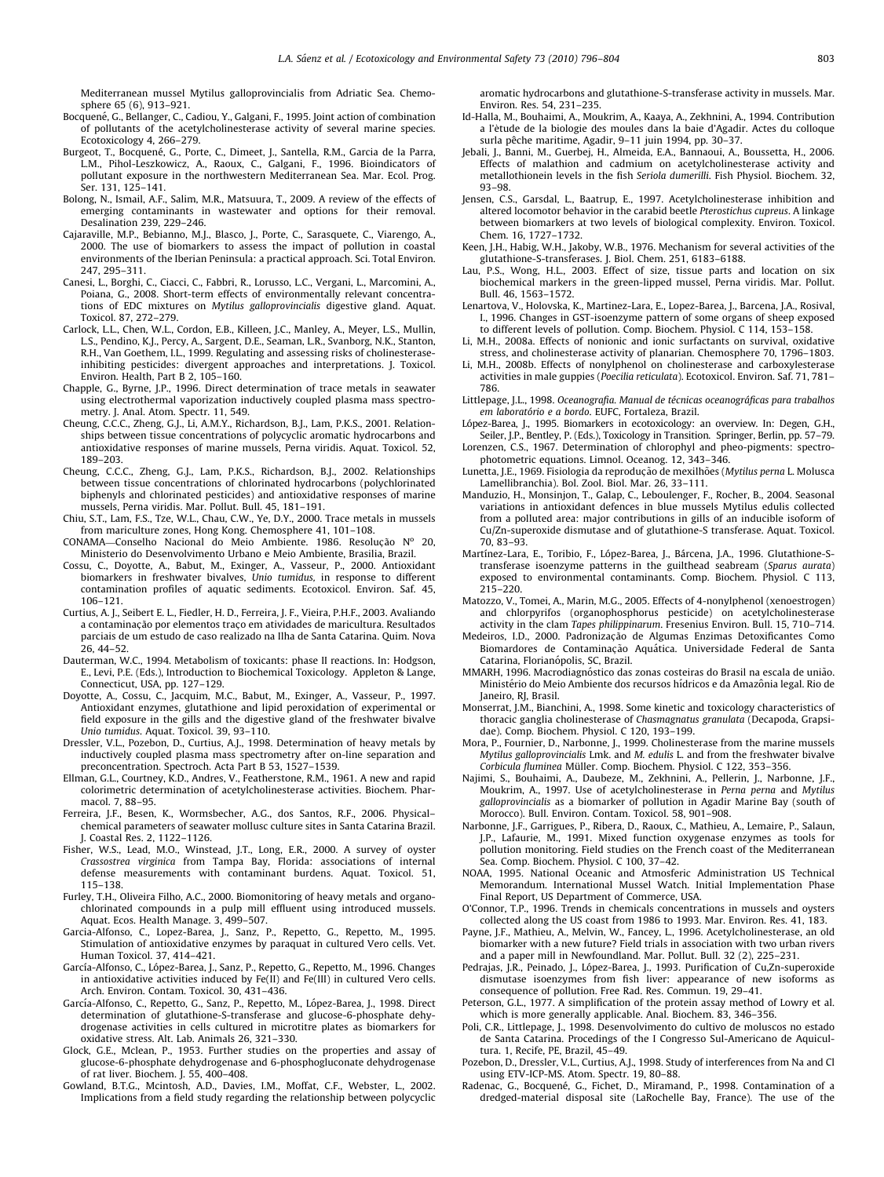Mediterranean mussel Mytilus galloprovincialis from Adriatic Sea. Chemosphere 65 (6), 913–921.

Bocquené, G., Bellanger, C., Cadiou, Y., Galgani, F., 1995. Joint action of combination of pollutants of the acetylcholinesterase activity of several marine species. Ecotoxicology 4, 266–279.

Burgeot, T., Bocquené, G., Porte, C., Dimeet, J., Santella, R.M., Garcia de la Parra, L.M., Pihol-Leszkowicz, A., Raoux, C., Galgani, F., 1996. Bioindicators of pollutant exposure in the northwestern Mediterranean Sea. Mar. Ecol. Prog. Ser. 131, 125–141.

Bolong, N., Ismail, A.F., Salim, M.R., Matsuura, T., 2009. A review of the effects of emerging contaminants in wastewater and options for their removal. Desalination 239, 229–246.

Cajaraville, M.P., Bebianno, M.J., Blasco, J., Porte, C., Sarasquete, C., Viarengo, A., 2000. The use of biomarkers to assess the impact of pollution in coastal environments of the Iberian Peninsula: a practical approach. Sci. Total Environ. 247, 295–311.

Canesi, L., Borghi, C., Ciacci, C., Fabbri, R., Lorusso, L.C., Vergani, L., Marcomini, A., Poiana, G., 2008. Short-term effects of environmentally relevant concentrations of EDC mixtures on *Mytilus galloprovincialis* digestive gland. Aquat. Toxicol. 87, 272–279.

Carlock, L.L., Chen, W.L., Cordon, E.B., Killeen, J.C., Manley, A., Meyer, L.S., Mullin, L.S., Pendino, K.J., Percy, A., Sargent, D.E., Seaman, L.R., Svanborg, N.K., Stanton, R.H., Van Goethem, I.L., 1999. Regulating and assessing risks of cholinesterase-inhibiting pesticides: divergent approaches and interpretations. J. Toxicol. Environ. Health, Part B 2, 105–160.

Chapple, G., Byrne, J.P., 1996. Direct determination of trace metals in seawater using electrothermal vaporization inductively coupled plasma mass spectrometry. J. Anal. Atom. Spectr. 11, 549.

Cheung, C.C.C., Zheng, G.J., Li, A.M.Y., Richardson, B.J., Lam, P.K.S., 2001. Relationships between tissue concentrations of polycyclic aromatic hydrocarbons and antioxidative responses of marine mussels, Perna viridis. Aquat. Toxicol. 52, 189–203.

Cheung, C.C.C., Zheng, G.J., Lam, P.K.S., Richardson, B.J., 2002. Relationships between tissue concentrations of chlorinated hydrocarbons (polychlorinated biphenyls and chlorinated pesticides) and antioxidative responses of marine mussels, Perna viridis. Mar. Pollut. Bull. 45, 181–191.

Chiu, S.T., Lam, F.S., Tze, W.L., Chau, C.W., Ye, D.Y., 2000. Trace metals in mussels from mariculture zones, Hong Kong. Chemosphere 41, 101–108.

CONAMA—Conselho Nacional do Meio Ambiente. 1986. Resolução Nº 20, Ministerio do Desenvolvimento Urbano e Meio Ambiente, Brasilia, Brazil.

Cossu, C., Doyotte, A., Babut, M., Exinger, A., Vasseur, P., 2000. Antioxidant biomarkers in freshwater bivalves, *Unio tumidus*, in response to different contamination profiles of aquatic sediments. Ecotoxicol. Environ. Saf. 45, 106–121.

Curtius, A. J., Seibert E. L., Fiedler, H. D., Ferreira, J. F., Vieira, P.H.F., 2003. Avaliando a contaminação por elementos traço em atividades de maricultura. Resultados parciais de um estudo de caso realizado na Ilha de Santa Catarina. Quim. Nova 26, 44–52.

Dauterman, W.C., 1994. Metabolism of toxicants: phase II reactions. In: Hodgson, E., Levi, P.E. (Eds.), Introduction to Biochemical Toxicology. Appleton & Lange, Connecticut, USA, pp. 127–129.

Doyotte, A., Cossu, C., Jacquim, M.C., Babut, M., Exinger, A., Vasseur, P., 1997. Antioxidant enzymes, glutathione and lipid peroxidation of experimental or field exposure in the gills and the digestive gland of the freshwater bivalve *Unio tumidus*. Aquat. Toxicol. 39, 93–110.

Dressler, V.L., Pozebon, D., Curtius, A.J., 1998. Determination of heavy metals by inductively coupled plasma mass spectrometry after on-line separation and preconcentration. Spectroch. Acta Part B 53, 1527–1539.

Ellman, G.L., Courtney, K.D., Andres, V., Featherstone, R.M., 1961. A new and rapid colorimetric determination of acetylcholinesterase activities. Biochem. Pharmacol. 7, 88–95.

Ferreira, J.F., Besen, K., Wormsbecher, A.G., dos Santos, R.F., 2006. Physical–chemical parameters of seawater mollusc culture sites in Santa Catarina Brazil. J. Coastal Res. 2, 1122–1126.

Fisher, W.S., Lead, M.O., Winstead, J.T., Long, E.R., 2000. A survey of oyster *Crassostrea virginica* from Tampa Bay, Florida: associations of internal defense measurements with contaminant burdens. Aquat. Toxicol. 51, 115–138.

Furley, T.H., Oliveira Filho, A.C., 2000. Biomonitoring of heavy metals and organochlorinated compounds in a pulp mill effluent using introduced mussels. Aquat. Ecos. Health Manage. 3, 499–507.

Garcia-Alfonso, C., Lopez-Barea, J., Sanz, P., Repetto, G., Repetto, M., 1995. Stimulation of antioxidative enzymes by paraquat in cultured Vero cells. Vet. Human Toxicol. 37, 414–421.

García-Alfonso, C., López-Barea, J., Sanz, P., Repetto, G., Repetto, M., 1996. Changes in antioxidative activities induced by Fe(II) and Fe(III) in cultured Vero cells. Arch. Environ. Contam. Toxicol. 30, 431–436.

García-Alfonso, C., Repetto, G., Sanz, P., Repetto, M., López-Barea, J., 1998. Direct determination of glutathione-S-transferase and glucose-6-phosphate dehydrogenase activities in cells cultured in microtitre plates as biomarkers for oxidative stress. Alt. Lab. Animals 26, 321–330.

Glock, G.E., Mclean, P., 1953. Further studies on the properties and assay of glucose-6-phosphate dehydrogenase and 6-phosphogluconate dehydrogenase of rat liver. Biochem. J. 55, 400–408.

Gowland, B.T.G., Mcintosh, A.D., Davies, I.M., Moffat, C.F., Webster, L., 2002. Implications from a field study regarding the relationship between polycyclic aromatic hydrocarbons and glutathione-S-transferase activity in mussels. Mar. Environ. Res. 54, 231–235.

Id-Halla, M., Bouhaimi, A., Moukrim, A., Kaaya, A., Zekhnini, A., 1994. Contribution a l'ètude de la biologie des moules dans la baie d'Agadir. Actes du colloque surla pêche maritime, Agadir, 9–11 juin 1994, pp. 30–37.

Jebali, J., Banni, M., Guerbej, H., Almeida, E.A., Bannaoui, A., Boussetta, H., 2006. Effects of malathion and cadmium on acetylcholinesterase activity and metallothionein levels in the fish *Seriola dumerilli*. Fish Physiol. Biochem. 32, 93–98.

Jensen, C.S., Garsdal, L., Baatrup, E., 1997. Acetylcholinesterase inhibition and altered locomotor behavior in the carabid beetle *Pterostichus cupreus*. A linkage between biomarkers at two levels of biological complexity. Environ. Toxicol. Chem. 16, 1727–1732.

Keen, J.H., Habig, W.H., Jakoby, W.B., 1976. Mechanism for several activities of the glutathione-S-transferases. J. Biol. Chem. 251, 6183–6188.

Lau, P.S., Wong, H.L., 2003. Effect of size, tissue parts and location on six biochemical markers in the green-lipped mussel, Perna viridis. Mar. Pollut. Bull. 46, 1563–1572.

Lenartova, V., Holovska, K., Martinez-Lara, E., Lopez-Barea, J., Barcena, J.A., Rosival, I., 1996. Changes in GST-isoenzyme pattern of some organs of sheep exposed to different levels of pollution. Comp. Biochem. Physiol. C 114, 153–158.

Li, M.H., 2008a. Effects of nonionic and ionic surfactants on survival, oxidative stress, and cholinesterase activity of planarian. Chemosphere 70, 1796–1803.

Li, M.H., 2008b. Effects of nonylphenol on cholinesterase and carboxylesterase activities in male guppies (*Poecilia reticulata*). Ecotoxicol. Environ. Saf. 71, 781–786.

Littlepage, J.L., 1998. *Oceanografia. Manual de técnicas oceanográficas para trabalhos em laboratório e a bordo*. EUFC, Fortaleza, Brazil.

López-Barea, J., 1995. Biomarkers in ecotoxicology: an overview. In: Degen, G.H., Seiler, J.P., Bentley, P. (Eds.), Toxicology in Transition. Springer, Berlin, pp. 57–79.

Lorenzen, C.S., 1967. Determination of chlorophyl and pheo-pigments: spectrophotometric equations. Limnol. Oceanog. 12, 343–346.

Lunetta, J.E., 1969. Fisiologia da reprodução de mexilhões (*Mytilus perna* L. Molusca Lamellibranchia). Bol. Zool. Biol. Mar. 26, 33–111.

Manduzio, H., Monsinjon, T., Galap, C., Leboulenger, F., Rocher, B., 2004. Seasonal variations in antioxidant defences in blue mussels Mytilus edulis collected from a polluted area: major contributions in gills of an inducible isoform of Cu/Zn-superoxide dismutase and of glutathione-S transferase. Aquat. Toxicol. 70, 83–93.

Martínez-Lara, E., Toribio, F., López-Barea, J., Bárcena, J.A., 1996. Glutathione-S-transferase isoenzyme patterns in the guilthead seabream (*Sparus aurata*) exposed to environmental contaminants. Comp. Biochem. Physiol. C 113, 215–220.

Matozzo, V., Tomei, A., Marin, M.G., 2005. Effects of 4-nonylphenol (xenoestrogen) and chlorpyrifos (organophosphorus pesticide) on acetylcholinesterase activity in the clam *Tapes philippinarum*. Fresenius Environ. Bull. 15, 710–714.

Medeiros, I.D., 2000. Padronização de Algumas Enzimas Detoxificantes Como Biomardores de Contaminação Aquática. Universidade Federal de Santa Catarina, Florianópolis, SC, Brazil.

MMARH, 1996. Macrodiagnóstico das zonas costeiras do Brasil na escala de união. Ministério do Meio Ambiente dos recursos hídricos e da Amazônia legal. Rio de Janeiro, RJ, Brasil.

Monserrat, J.M., Bianchini, A., 1998. Some kinetic and toxicology characteristics of thoracic ganglia cholinesterase of *Chasmagnatus granulata* (Decapoda, Grapsidae). Comp. Biochem. Physiol. C 120, 193–199.

Mora, P., Fournier, D., Narbonne, J., 1999. Cholinesterase from the marine mussels *Mytilus galloprovincialis* Lmk. and *M. edulis* L. and from the freshwater bivalve *Corbicula fluminea* Müller. Comp. Biochem. Physiol. C 122, 353–356.

Najimi, S., Bouhaimi, A., Daubeze, M., Zekhnini, A., Pellerin, J., Narbonne, J.F., Moukrim, A., 1997. Use of acetylcholinesterase in *Perna perna* and *Mytilus galloprovincialis* as a biomarker of pollution in Agadir Marine Bay (south of Morocco). Bull. Environ. Contam. Toxicol. 58, 901–908.

Narbonne, J.F., Garrigues, P., Ribera, D., Raoux, C., Mathieu, A., Lemaire, P., Salaun, J.P., Lafaurie, M., 1991. Mixed function oxygenase enzymes as tools for pollution monitoring. Field studies on the French coast of the Mediterranean Sea. Comp. Biochem. Physiol. C 100, 37–42.

NOAA, 1995. National Oceanic and Atmosferic Administration US Technical Memorandum. International Mussel Watch. Initial Implementation Phase Final Report, US Department of Commerce, USA.

O'Connor, T.P., 1996. Trends in chemicals concentrations in mussels and oysters collected along the US coast from 1986 to 1993. Mar. Environ. Res. 41, 183.

Payne, J.F., Mathieu, A., Melvin, W., Fancey, L., 1996. Acetylcholinesterase, an old biomarker with a new future? Field trials in association with two urban rivers and a paper mill in Newfoundland. Mar. Pollut. Bull. 32 (2), 225–231.

Pedrajas, J.R., Peinado, J., López-Barea, J., 1993. Purification of Cu,Zn-superoxide dismutase isoenzymes from fish liver: appearance of new isoforms as consequence of pollution. Free Rad. Res. Commun. 19, 29–41.

Peterson, G.L., 1977. A simplification of the protein assay method of Lowry et al. which is more generally applicable. Anal. Biochem. 83, 346–356.

Poli, C.R., Littlepage, J., 1998. Desenvolvimento do cultivo de moluscos no estado de Santa Catarina. Procedings of the I Congresso Sul-Americano de Aquicultura. 1, Recife, PE, Brazil, 45–49.

Pozebon, D., Dressler, V.L., Curtius, A.J., 1998. Study of interferences from Na and Cl using ETV-ICP-MS. Atom. Spectr. 19, 80–88.

Radenac, G., Bocquené, G., Fichet, D., Miramand, P., 1998. Contamination of a dredged-material disposal site (LaRochelle Bay, France). The use of the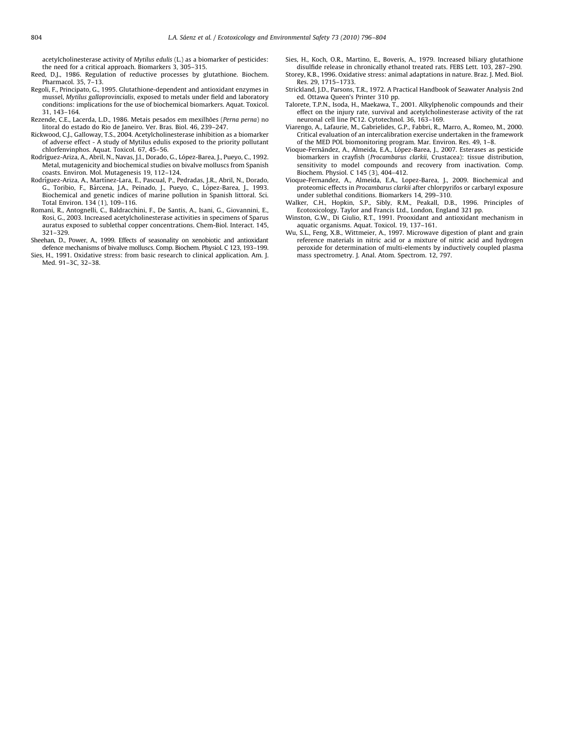acetylcholinesterase activity of *Mytilus edulis* (L.) as a biomarker of pesticides: the need for a critical approach. Biomarkers 3, 305–315.

Reed, D.J., 1986. Regulation of reductive processes by glutathione. Biochem. Pharmacol. 35, 7–13.

Regoli, F., Principato, G., 1995. Glutathione-dependent and antioxidant enzymes in mussel, *Mytilus galloprovincialis*, exposed to metals under field and laboratory conditions: implications for the use of biochemical biomarkers. Aquat. Toxicol. 31, 143–164.

Rezende, C.E., Lacerda, L.D., 1986. Metais pesados em mexilhões (*Perna perna*) no litoral do estado do Rio de Janeiro. Ver. Bras. Biol. 46, 239–247.

Rickwood, C.J., Galloway, T.S., 2004. Acetylcholinesterase inhibition as a biomarker of adverse effect - A study of Mytilus edulis exposed to the priority pollutant chlorfenvinphos. Aquat. Toxicol. 67, 45–56.

Rodríguez-Ariza, A., Abril, N., Navas, J.I., Dorado, G., López-Barea, J., Pueyo, C., 1992. Metal, mutagenicity and biochemical studies on bivalve molluscs from Spanish coasts. Environ. Mol. Mutagenesis 19, 112–124.

Rodríguez-Ariza, A., Martínez-Lara, E., Pascual, P., Pedradas, J.R., Abril, N., Dorado, G., Toribio, F., Bárcena, J.A., Peinado, J., Pueyo, C., López-Barea, J., 1993. Biochemical and genetic indices of marine pollution in Spanish littoral. Sci. Total Environ. 134 (1), 109–116.

Romani, R., Antognelli, C., Baldracchini, F., De Santis, A., Isani, G., Giovannini, E., Rosi, G., 2003. Increased acetylcholinesterase activities in specimens of Sparus auratus exposed to sublethal copper concentrations. Chem-Biol. Interact. 145, 321–329.

Sheehan, D., Power, A., 1999. Effects of seasonality on xenobiotic and antioxidant defence mechanisms of bivalve molluscs. Comp. Biochem. Physiol. C 123, 193–199.

Sies, H., 1991. Oxidative stress: from basic research to clinical application. Am. J. Med. 91–3C, 32–38.

Sies, H., Koch, O.R., Martino, E., Boveris, A., 1979. Increased biliary glutathione disulfide release in chronically ethanol treated rats. FEBS Lett. 103, 287–290.

Storey, K.B., 1996. Oxidative stress: animal adaptations in nature. Braz. J. Med. Biol. Res. 29, 1715–1733.

Strickland, J.D., Parsons, T.R., 1972. A Practical Handbook of Seawater Analysis 2nd ed. Ottawa Queen's Printer 310 pp.

Talorete, T.P.N., Isoda, H., Maekawa, T., 2001. Alkylphenolic compounds and their effect on the injury rate, survival and acetylcholinesterase activity of the rat neuronal cell line PC12. Cytotechnol. 36, 163–169.

Viarengo, A., Lafaurie, M., Gabrielides, G.P., Fabbri, R., Marro, A., Romeo, M., 2000. Critical evaluation of an intercalibration exercise undertaken in the framework of the MED POL biomonitoring program. Mar. Environ. Res. 49, 1–8.

Vioque-Fernández, A., Almeida, E.A., López-Barea, J., 2007. Esterases as pesticide biomarkers in crayfish (*Procambarus clarkii*, Crustacea): tissue distribution, sensitivity to model compounds and recovery from inactivation. Comp. Biochem. Physiol. C 145 (3), 404–412.

Vioque-Fernandez, A., Almeida, E.A., Lopez-Barea, J., 2009. Biochemical and proteomic effects in *Procambarus clarkii* after chlorpyrifos or carbaryl exposure under sublethal conditions. Biomarkers 14, 299–310.

Walker, C.H., Hopkin, S.P., Sibly, R.M., Peakall, D.B., 1996. Principles of Ecotoxicology. Taylor and Francis Ltd., London, England 321 pp.

Winston, G.W., Di Giulio, R.T., 1991. Prooxidant and antioxidant mechanism in aquatic organisms. Aquat. Toxicol. 19, 137–161.

Wu, S.L., Feng, X.B., Wittmeier, A., 1997. Microwave digestion of plant and grain reference materials in nitric acid or a mixture of nitric acid and hydrogen peroxide for determination of multi-elements by inductively coupled plasma mass spectrometry. J. Anal. Atom. Spectrom. 12, 797.